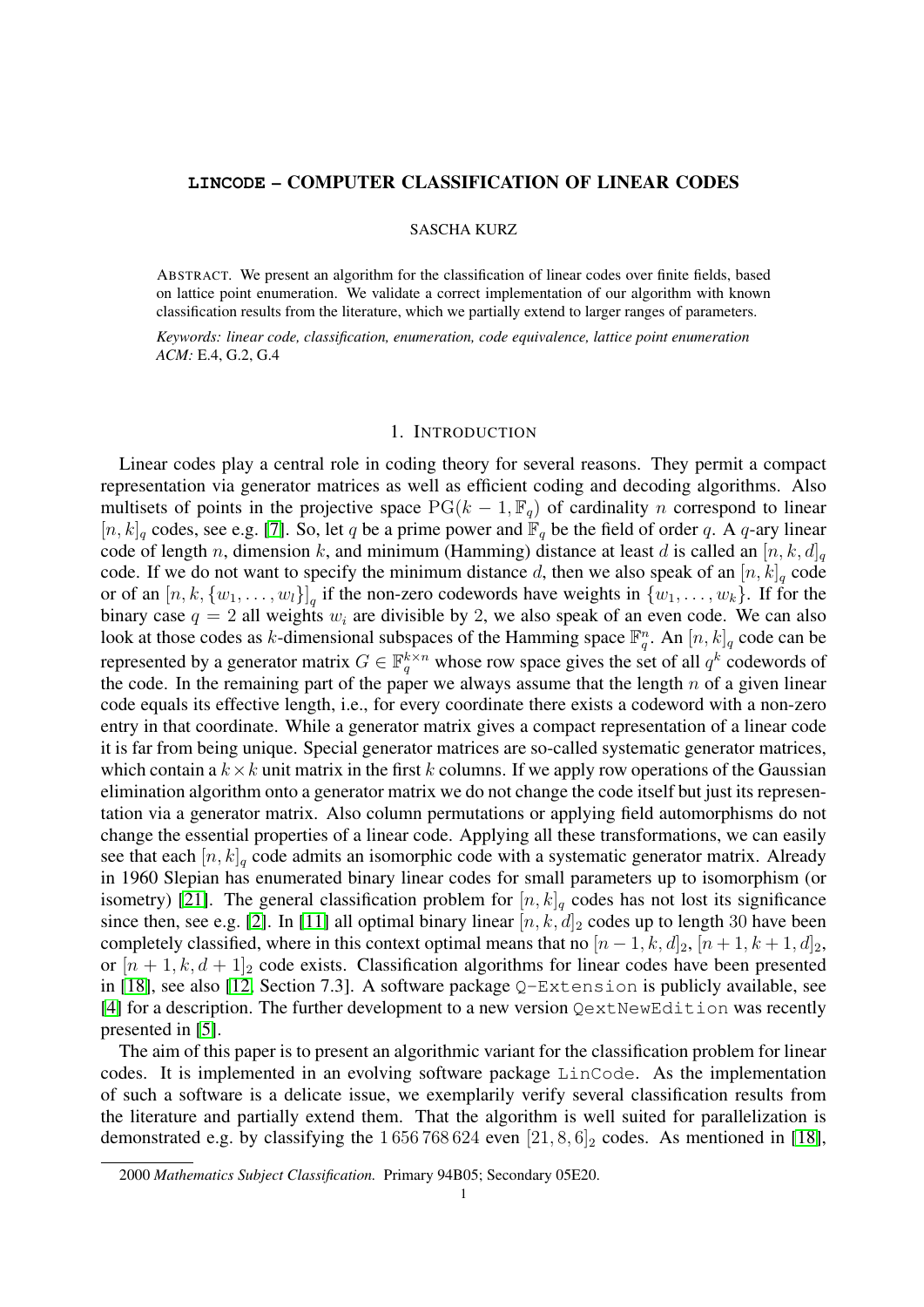# LINCODE – COMPUTER CLASSIFICATION OF LINEAR CODES

SASCHA KURZ

ABSTRACT. We present an algorithm for the classification of linear codes over finite fields, based on lattice point enumeration. We validate a correct implementation of our algorithm with known classification results from the literature, which we partially extend to larger ranges of parameters.

*Keywords: linear code, classification, enumeration, code equivalence, lattice point enumeration*
*ACM:* E.4, G.2, G.4

## 1. INTRODUCTION

Linear codes play a central role in coding theory for several reasons. They permit a compact representation via generator matrices as well as efficient coding and decoding algorithms. Also multisets of points in the projective space $\operatorname{PG}(k-1,\mathbb{F}_q)$ of cardinality $n$ correspond to linear $[n,k]_q$ codes, see e.g. [7]. So, let $q$ be a prime power and $\mathbb{F}_q$ be the field of order $q$. A $q$-ary linear code of length $n$, dimension $k$, and minimum (Hamming) distance at least $d$ is called an $[n,k,d]_q$ code. If we do not want to specify the minimum distance $d$, then we also speak of an $[n,k]_q$ code or of an $[n,k,\{w_1,\dots,w_l\}]_q$ if the non-zero codewords have weights in $\{w_1,\dots,w_k\}$. If for the binary case $q=2$ all weights $w_i$ are divisible by 2, we also speak of an even code. We can also look at those codes as $k$-dimensional subspaces of the Hamming space $\mathbb{F}_q^n$. An $[n,k]_q$ code can be represented by a generator matrix $G\in\mathbb{F}_q^{k\times n}$ whose row space gives the set of all $q^k$ codewords of the code. In the remaining part of the paper we always assume that the length $n$ of a given linear code equals its effective length, i.e., for every coordinate there exists a codeword with a non-zero entry in that coordinate. While a generator matrix gives a compact representation of a linear code it is far from being unique. Special generator matrices are so-called systematic generator matrices, which contain a $k\times k$ unit matrix in the first $k$ columns. If we apply row operations of the Gaussian elimination algorithm onto a generator matrix we do not change the code itself but just its representation via a generator matrix. Also column permutations or applying field automorphisms do not change the essential properties of a linear code. Applying all these transformations, we can easily see that each $[n,k]_q$ code admits an isomorphic code with a systematic generator matrix. Already in 1960 Slepian has enumerated binary linear codes for small parameters up to isomorphism (or isometry) [21]. The general classification problem for $[n,k]_q$ codes has not lost its significance since then, see e.g. [2]. In [11] all optimal binary linear $[n,k,d]_2$ codes up to length 30 have been completely classified, where in this context optimal means that no $[n-1,k,d]_2$, $[n+1,k+1,d]_2$, or $[n+1,k,d+1]_2$ code exists. Classification algorithms for linear codes have been presented in [18], see also [12, Section 7.3]. A software package `Q-Extension` is publicly available, see [4] for a description. The further development to a new version `QextNewEdition` was recently presented in [5].

The aim of this paper is to present an algorithmic variant for the classification problem for linear codes. It is implemented in an evolving software package `LinCode`. As the implementation of such a software is a delicate issue, we exemplarily verify several classification results from the literature and partially extend them. That the algorithm is well suited for parallelization is demonstrated e.g. by classifying the $1\,656\,768\,624$ even $[21,8,6]_2$ codes. As mentioned in [18],

2000 *Mathematics Subject Classification.* Primary 94B05; Secondary 05E20.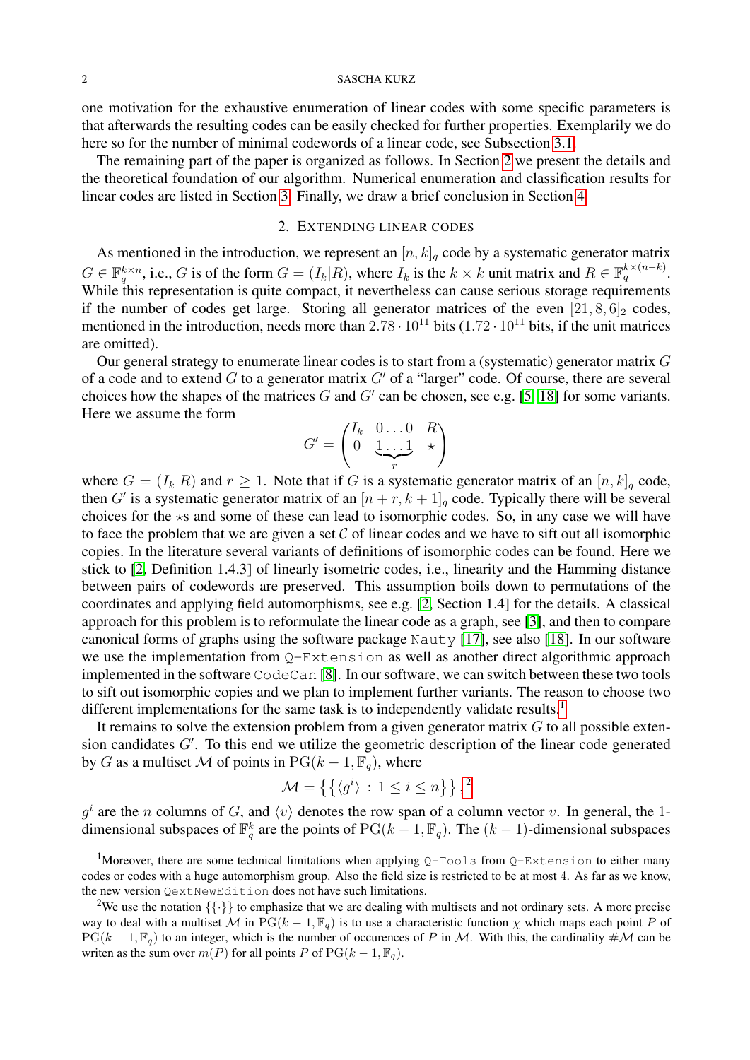one motivation for the exhaustive enumeration of linear codes with some specific parameters is that afterwards the resulting codes can be easily checked for further properties. Exemplarily we do here so for the number of minimal codewords of a linear code, see Subsection 3.1.

The remaining part of the paper is organized as follows. In Section 2 we present the details and the theoretical foundation of our algorithm. Numerical enumeration and classification results for linear codes are listed in Section 3. Finally, we draw a brief conclusion in Section 4.

## 2. Extending linear codes

As mentioned in the introduction, we represent an $[n,k]_q$ code by a systematic generator matrix $G \in \mathbb{F}_q^{k\times n}$, i.e., $G$ is of the form $G = (I_k|R)$, where $I_k$ is the $k \times k$ unit matrix and $R \in \mathbb{F}_q^{k\times(n-k)}$. While this representation is quite compact, it nevertheless can cause serious storage requirements if the number of codes get large. Storing all generator matrices of the even $[21,8,6]_2$ codes, mentioned in the introduction, needs more than $2.78 \cdot 10^{11}$ bits ($1.72 \cdot 10^{11}$ bits, if the unit matrices are omitted).

Our general strategy to enumerate linear codes is to start from a (systematic) generator matrix $G$ of a code and to extend $G$ to a generator matrix $G'$ of a "larger" code. Of course, there are several choices how the shapes of the matrices $G$ and $G'$ can be chosen, see e.g. [5, 18] for some variants. Here we assume the form

$$G' = \begin{pmatrix} I_k & 0\dots0 & R \\ 0 & \underbrace{1\dots1}_{r} & \star \end{pmatrix}$$

where $G = (I_k|R)$ and $r \ge 1$. Note that if $G$ is a systematic generator matrix of an $[n,k]_q$ code, then $G'$ is a systematic generator matrix of an $[n+r,k+1]_q$ code. Typically there will be several choices for the $\star$s and some of these can lead to isomorphic codes. So, in any case we will have to face the problem that we are given a set $\mathcal{C}$ of linear codes and we have to sift out all isomorphic copies. In the literature several variants of definitions of isomorphic codes can be found. Here we stick to [2, Definition 1.4.3] of linearly isometric codes, i.e., linearity and the Hamming distance between pairs of codewords are preserved. This assumption boils down to permutations of the coordinates and applying field automorphisms, see e.g. [2, Section 1.4] for the details. A classical approach for this problem is to reformulate the linear code as a graph, see [3], and then to compare canonical forms of graphs using the software package Nauty [17], see also [18]. In our software we use the implementation from Q-Extension as well as another direct algorithmic approach implemented in the software CodeCan [8]. In our software, we can switch between these two tools to sift out isomorphic copies and we plan to implement further variants. The reason to choose two different implementations for the same task is to independently validate results.[1]

It remains to solve the extension problem from a given generator matrix $G$ to all possible extension candidates $G'$. To this end we utilize the geometric description of the linear code generated by $G$ as a multiset $\mathcal{M}$ of points in $\mathrm{PG}(k-1,\mathbb{F}_q)$, where

$$\mathcal{M} = \left\{\left\{\langle g^i\rangle \,:\, 1 \le i \le n\right\}\right\},^{2}$$

$g^i$ are the $n$ columns of $G$, and $\langle v\rangle$ denotes the row span of a column vector $v$. In general, the 1-dimensional subspaces of $\mathbb{F}_q^k$ are the points of $\mathrm{PG}(k-1,\mathbb{F}_q)$. The $(k-1)$-dimensional subspaces

[1] Moreover, there are some technical limitations when applying Q-Tools from Q-Extension to either many codes or codes with a huge automorphism group. Also the field size is restricted to be at most 4. As far as we know, the new version QextNewEdition does not have such limitations.

[2] We use the notation $\{\{\cdot\}\}$ to emphasize that we are dealing with multisets and not ordinary sets. A more precise way to deal with a multiset $\mathcal{M}$ in $\mathrm{PG}(k-1,\mathbb{F}_q)$ is to use a characteristic function $\chi$ which maps each point $P$ of $\mathrm{PG}(k-1,\mathbb{F}_q)$ to an integer, which is the number of occurences of $P$ in $\mathcal{M}$. With this, the cardinality $\#\mathcal{M}$ can be writen as the sum over $m(P)$ for all points $P$ of $\mathrm{PG}(k-1,\mathbb{F}_q)$.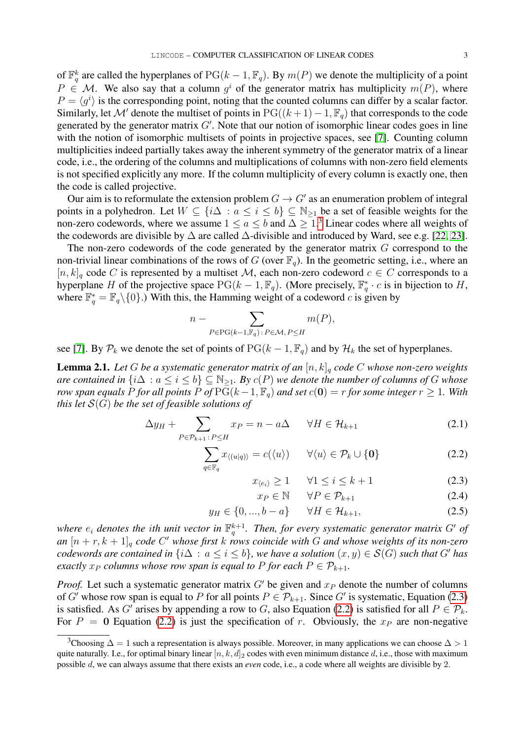of $\mathbb{F}_q^k$ are called the hyperplanes of $\mathrm{PG}(k-1,\mathbb{F}_q)$. By $m(P)$ we denote the multiplicity of a point $P \in \mathcal{M}$. We also say that a column $g^i$ of the generator matrix has multiplicity $m(P)$, where $P = \langle g^i \rangle$ is the corresponding point, noting that the counted columns can differ by a scalar factor. Similarly, let $\mathcal{M}'$ denote the multiset of points in $\mathrm{PG}((k+1)-1,\mathbb{F}_q)$ that corresponds to the code generated by the generator matrix $G'$. Note that our notion of isomorphic linear codes goes in line with the notion of isomorphic multisets of points in projective spaces, see [7]. Counting column multiplicities indeed partially takes away the inherent symmetry of the generator matrix of a linear code, i.e., the ordering of the columns and multiplications of columns with non-zero field elements is not specified explicitly any more. If the column multiplicity of every column is exactly one, then the code is called projective.

Our aim is to reformulate the extension problem $G \to G'$ as an enumeration problem of integral points in a polyhedron. Let $W \subseteq \{i\Delta \,:\, a \le i \le b\} \subseteq \mathbb{N}_{\ge 1}$ be a set of feasible weights for the non-zero codewords, where we assume $1 \le a \le b$ and $\Delta \ge 1$.[3] Linear codes where all weights of the codewords are divisible by $\Delta$ are called $\Delta$-divisible and introduced by Ward, see e.g. [22, 23].

The non-zero codewords of the code generated by the generator matrix $G$ correspond to the non-trivial linear combinations of the rows of $G$ (over $\mathbb{F}_q$). In the geometric setting, i.e., where an $[n,k]_q$ code $C$ is represented by a multiset $\mathcal{M}$, each non-zero codeword $c \in C$ corresponds to a hyperplane $H$ of the projective space $\mathrm{PG}(k-1,\mathbb{F}_q)$. (More precisely, $\mathbb{F}_q^* \cdot c$ is in bijection to $H$, where $\mathbb{F}_q^* = \mathbb{F}_q \backslash \{0\}$.) With this, the Hamming weight of a codeword $c$ is given by

$$n - \sum_{P \in \mathrm{PG}(k-1,\mathbb{F}_q)\,:\, P \in \mathcal{M},\, P \le H} m(P),$$

see [7]. By $\mathcal{P}_k$ we denote the set of points of $\mathrm{PG}(k-1,\mathbb{F}_q)$ and by $\mathcal{H}_k$ the set of hyperplanes.

**Lemma 2.1.** *Let $G$ be a systematic generator matrix of an $[n,k]_q$ code $C$ whose non-zero weights are contained in $\{i\Delta \,:\, a \le i \le b\} \subseteq \mathbb{N}_{\ge 1}$. By $c(P)$ we denote the number of columns of $G$ whose row span equals $P$ for all points $P$ of $\mathrm{PG}(k-1,\mathbb{F}_q)$ and set $c(\mathbf{0}) = r$ for some integer $r \ge 1$. With this let $\mathcal{S}(G)$ be the set of feasible solutions of*

$$\Delta y_H + \sum_{P \in \mathcal{P}_{k+1}\,:\, P \le H} x_P = n - a\Delta \qquad \forall H \in \mathcal{H}_{k+1} \tag{2.1}$$

$$\sum_{q \in \mathbb{F}_q} x_{\langle (u|q) \rangle} = c(\langle u \rangle) \qquad \forall \langle u \rangle \in \mathcal{P}_k \cup \{\mathbf{0}\} \tag{2.2}$$

$$x_{\langle e_i \rangle} \ge 1 \qquad \forall 1 \le i \le k+1 \tag{2.3}$$

$$x_P \in \mathbb{N} \qquad \forall P \in \mathcal{P}_{k+1} \tag{2.4}$$

$$y_H \in \{0,\ldots,b-a\} \qquad \forall H \in \mathcal{H}_{k+1}, \tag{2.5}$$

*where $e_i$ denotes the $i$th unit vector in $\mathbb{F}_q^{k+1}$. Then, for every systematic generator matrix $G'$ of an $[n+r,k+1]_q$ code $C'$ whose first $k$ rows coincide with $G$ and whose weights of its non-zero codewords are contained in $\{i\Delta \,:\, a \le i \le b\}$, we have a solution $(x,y) \in \mathcal{S}(G)$ such that $G'$ has exactly $x_P$ columns whose row span is equal to $P$ for each $P \in \mathcal{P}_{k+1}$.*

*Proof.* Let such a systematic generator matrix $G'$ be given and $x_P$ denote the number of columns of $G'$ whose row span is equal to $P$ for all points $P \in \mathcal{P}_{k+1}$. Since $G'$ is systematic, Equation (2.3) is satisfied. As $G'$ arises by appending a row to $G$, also Equation (2.2) is satisfied for all $P \in \mathcal{P}_k$. For $P = \mathbf{0}$ Equation (2.2) is just the specification of $r$. Obviously, the $x_P$ are non-negative

[3] Choosing $\Delta = 1$ such a representation is always possible. Moreover, in many applications we can choose $\Delta > 1$ quite naturally. I.e., for optimal binary linear $[n,k,d]_2$ codes with even minimum distance $d$, i.e., those with maximum possible $d$, we can always assume that there exists an *even* code, i.e., a code where all weights are divisible by 2.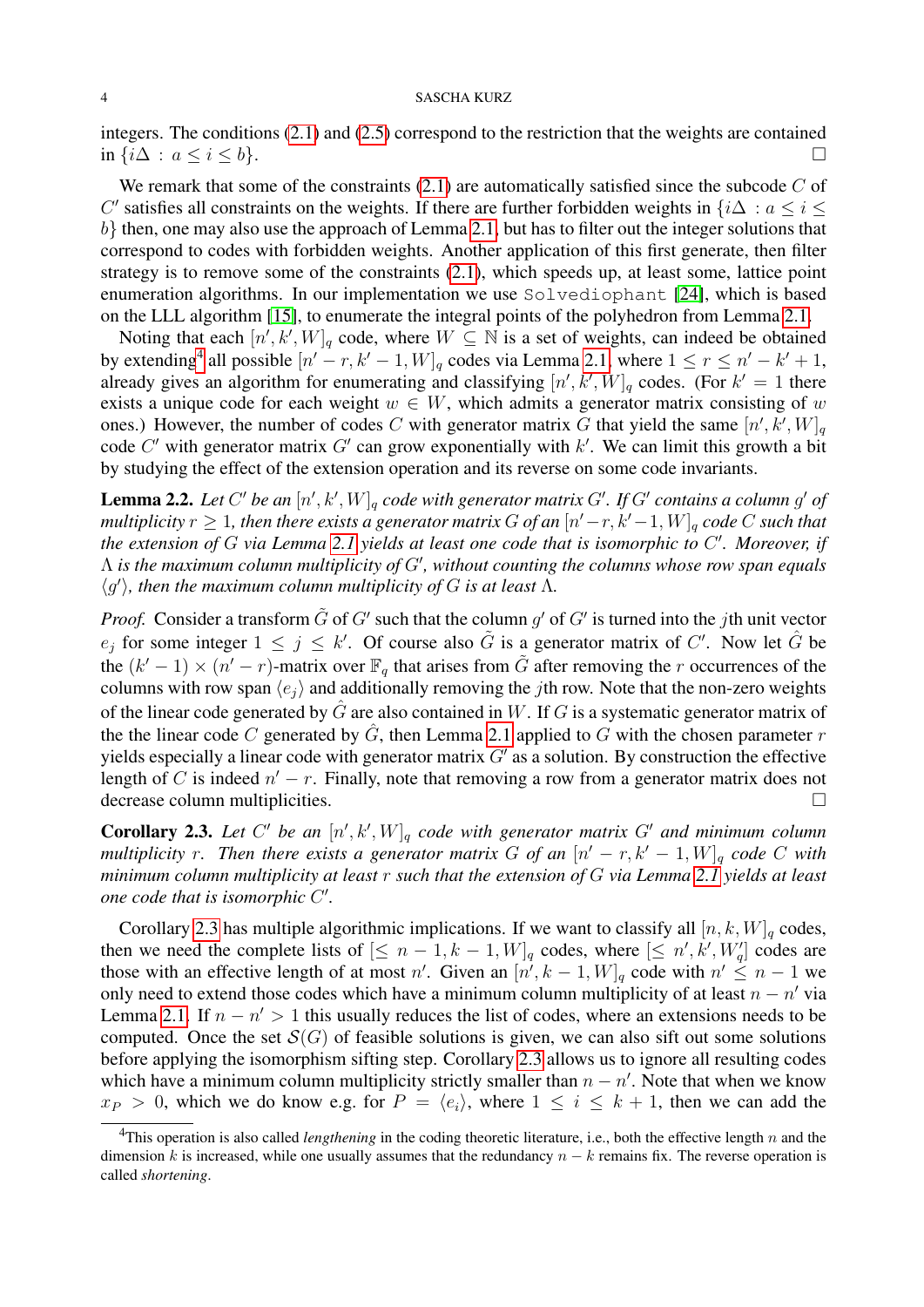integers. The conditions (2.1) and (2.5) correspond to the restriction that the weights are contained in $\{i\Delta \,:\, a \le i \le b\}$. □

We remark that some of the constraints (2.1) are automatically satisfied since the subcode $C$ of $C'$ satisfies all constraints on the weights. If there are further forbidden weights in $\{i\Delta \,: a \le i \le b\}$ then, one may also use the approach of Lemma 2.1, but has to filter out the integer solutions that correspond to codes with forbidden weights. Another application of this first generate, then filter strategy is to remove some of the constraints (2.1), which speeds up, at least some, lattice point enumeration algorithms. In our implementation we use `Solvediophant` [24], which is based on the LLL algorithm [15], to enumerate the integral points of the polyhedron from Lemma 2.1.

Noting that each $[n', k', W]_q$ code, where $W \subseteq \mathbb{N}$ is a set of weights, can indeed be obtained by extending[4] all possible $[n' - r, k' - 1, W]_q$ codes via Lemma 2.1, where $1 \le r \le n' - k' + 1$, already gives an algorithm for enumerating and classifying $[n', k', W]_q$ codes. (For $k' = 1$ there exists a unique code for each weight $w \in W$, which admits a generator matrix consisting of $w$ ones.) However, the number of codes $C$ with generator matrix $G$ that yield the same $[n', k', W]_q$ code $C'$ with generator matrix $G'$ can grow exponentially with $k'$. We can limit this growth a bit by studying the effect of the extension operation and its reverse on some code invariants.

**Lemma 2.2.** *Let $C'$ be an $[n', k', W]_q$ code with generator matrix $G'$. If $G'$ contains a column $g'$ of multiplicity $r \ge 1$, then there exists a generator matrix $G$ of an $[n' - r, k' - 1, W]_q$ code $C$ such that the extension of $G$ via Lemma 2.1 yields at least one code that is isomorphic to $C'$. Moreover, if $\Lambda$ is the maximum column multiplicity of $G'$, without counting the columns whose row span equals $\langle g' \rangle$, then the maximum column multiplicity of $G$ is at least $\Lambda$.*

*Proof.* Consider a transform $\tilde{G}$ of $G'$ such that the column $g'$ of $G'$ is turned into the $j$th unit vector $e_j$ for some integer $1 \le j \le k'$. Of course also $\tilde{G}$ is a generator matrix of $C'$. Now let $\hat{G}$ be the $(k' - 1) \times (n' - r)$-matrix over $\mathbb{F}_q$ that arises from $\tilde{G}$ after removing the $r$ occurrences of the columns with row span $\langle e_j \rangle$ and additionally removing the $j$th row. Note that the non-zero weights of the linear code generated by $\hat{G}$ are also contained in $W$. If $G$ is a systematic generator matrix of the the linear code $C$ generated by $\hat{G}$, then Lemma 2.1 applied to $G$ with the chosen parameter $r$ yields especially a linear code with generator matrix $G'$ as a solution. By construction the effective length of $C$ is indeed $n' - r$. Finally, note that removing a row from a generator matrix does not decrease column multiplicities. □

**Corollary 2.3.** *Let $C'$ be an $[n', k', W]_q$ code with generator matrix $G'$ and minimum column multiplicity $r$. Then there exists a generator matrix $G$ of an $[n' - r, k' - 1, W]_q$ code $C$ with minimum column multiplicity at least $r$ such that the extension of $G$ via Lemma 2.1 yields at least one code that is isomorphic $C'$.*

Corollary 2.3 has multiple algorithmic implications. If we want to classify all $[n, k, W]_q$ codes, then we need the complete lists of $[\le n - 1, k - 1, W]_q$ codes, where $[\le n', k', W_q']$ codes are those with an effective length of at most $n'$. Given an $[n', k - 1, W]_q$ code with $n' \le n - 1$ we only need to extend those codes which have a minimum column multiplicity of at least $n - n'$ via Lemma 2.1. If $n - n' > 1$ this usually reduces the list of codes, where an extensions needs to be computed. Once the set $\mathcal{S}(G)$ of feasible solutions is given, we can also sift out some solutions before applying the isomorphism sifting step. Corollary 2.3 allows us to ignore all resulting codes which have a minimum column multiplicity strictly smaller than $n - n'$. Note that when we know $x_P > 0$, which we do know e.g. for $P = \langle e_i \rangle$, where $1 \le i \le k + 1$, then we can add the

[4] This operation is also called *lengthening* in the coding theoretic literature, i.e., both the effective length $n$ and the dimension $k$ is increased, while one usually assumes that the redundancy $n - k$ remains fix. The reverse operation is called *shortening*.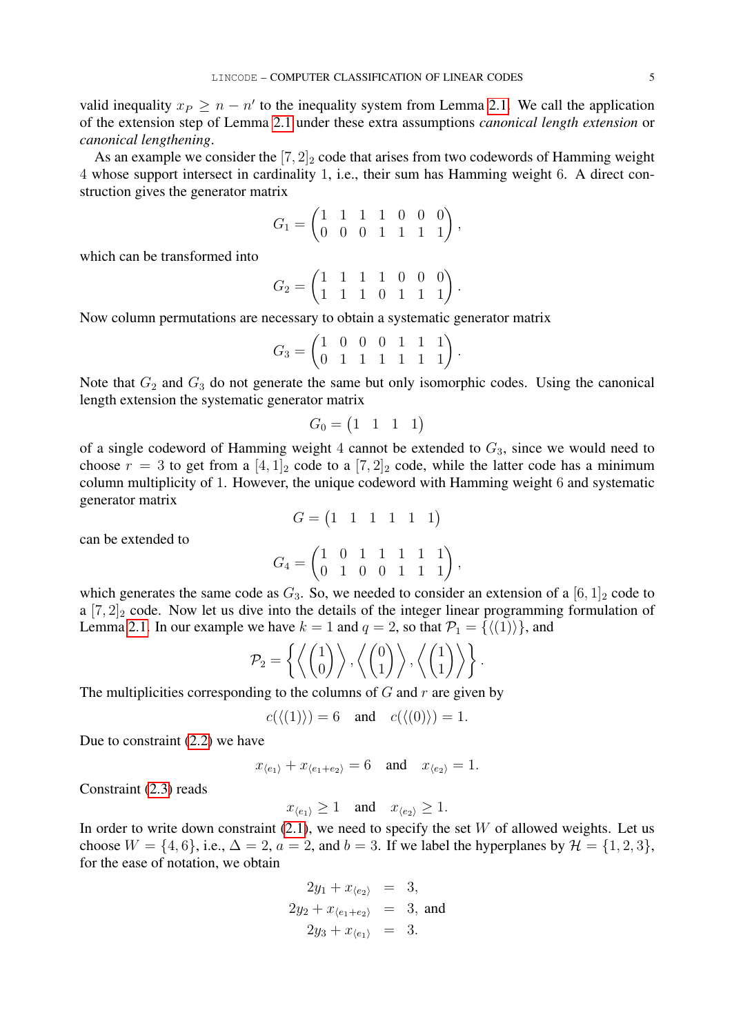valid inequality $x_P \geq n - n'$ to the inequality system from Lemma 2.1. We call the application of the extension step of Lemma 2.1 under these extra assumptions *canonical length extension* or *canonical lengthening*.

As an example we consider the $[7,2]_2$ code that arises from two codewords of Hamming weight 4 whose support intersect in cardinality 1, i.e., their sum has Hamming weight 6. A direct construction gives the generator matrix

$$G_1 = \begin{pmatrix} 1 & 1 & 1 & 1 & 0 & 0 & 0 \\ 0 & 0 & 0 & 1 & 1 & 1 & 1 \end{pmatrix},$$

which can be transformed into

$$G_2 = \begin{pmatrix} 1 & 1 & 1 & 1 & 0 & 0 & 0 \\ 1 & 1 & 1 & 0 & 1 & 1 & 1 \end{pmatrix}.$$

Now column permutations are necessary to obtain a systematic generator matrix

$$G_3 = \begin{pmatrix} 1 & 0 & 0 & 0 & 1 & 1 & 1 \\ 0 & 1 & 1 & 1 & 1 & 1 & 1 \end{pmatrix}.$$

Note that $G_2$ and $G_3$ do not generate the same but only isomorphic codes. Using the canonical length extension the systematic generator matrix

$$G_0 = \begin{pmatrix} 1 & 1 & 1 & 1 \end{pmatrix}$$

of a single codeword of Hamming weight 4 cannot be extended to $G_3$, since we would need to choose $r = 3$ to get from a $[4,1]_2$ code to a $[7,2]_2$ code, while the latter code has a minimum column multiplicity of 1. However, the unique codeword with Hamming weight 6 and systematic generator matrix

$$G = \begin{pmatrix} 1 & 1 & 1 & 1 & 1 & 1 \end{pmatrix}$$

can be extended to

$$G_4 = \begin{pmatrix} 1 & 0 & 1 & 1 & 1 & 1 & 1 \\ 0 & 1 & 0 & 0 & 1 & 1 & 1 \end{pmatrix},$$

which generates the same code as $G_3$. So, we needed to consider an extension of a $[6,1]_2$ code to a $[7,2]_2$ code. Now let us dive into the details of the integer linear programming formulation of Lemma 2.1. In our example we have $k = 1$ and $q = 2$, so that $\mathcal{P}_1 = \{\langle (1) \rangle\}$, and

$$\mathcal{P}_2 = \left\{ \left\langle \begin{pmatrix} 1 \\ 0 \end{pmatrix} \right\rangle, \left\langle \begin{pmatrix} 0 \\ 1 \end{pmatrix} \right\rangle, \left\langle \begin{pmatrix} 1 \\ 1 \end{pmatrix} \right\rangle \right\}.$$

The multiplicities corresponding to the columns of $G$ and $r$ are given by

$$c(\langle (1) \rangle) = 6 \quad \text{and} \quad c(\langle (0) \rangle) = 1.$$

Due to constraint (2.2) we have

$$x_{\langle e_1 \rangle} + x_{\langle e_1 + e_2 \rangle} = 6 \quad \text{and} \quad x_{\langle e_2 \rangle} = 1.$$

Constraint (2.3) reads

$$x_{\langle e_1 \rangle} \geq 1 \quad \text{and} \quad x_{\langle e_2 \rangle} \geq 1.$$

In order to write down constraint (2.1), we need to specify the set $W$ of allowed weights. Let us choose $W = \{4, 6\}$, i.e., $\Delta = 2$, $a = 2$, and $b = 3$. If we label the hyperplanes by $\mathcal{H} = \{1, 2, 3\}$, for the ease of notation, we obtain

$$\begin{aligned} 2y_1 + x_{\langle e_2 \rangle} &= 3, \\ 2y_2 + x_{\langle e_1 + e_2 \rangle} &= 3, \text{ and} \\ 2y_3 + x_{\langle e_1 \rangle} &= 3. \end{aligned}$$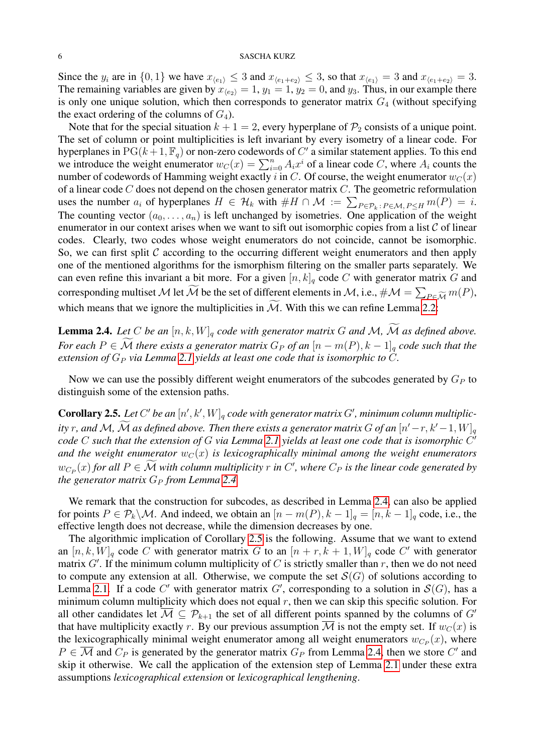Since the $y_i$ are in $\{0,1\}$ we have $x_{\langle e_1\rangle} \le 3$ and $x_{\langle e_1+e_2\rangle} \le 3$, so that $x_{\langle e_1\rangle} = 3$ and $x_{\langle e_1+e_2\rangle} = 3$. The remaining variables are given by $x_{\langle e_2\rangle} = 1$, $y_1 = 1$, $y_2 = 0$, and $y_3$. Thus, in our example there is only one unique solution, which then corresponds to generator matrix $G_4$ (without specifying the exact ordering of the columns of $G_4$).

Note that for the special situation $k+1 = 2$, every hyperplane of $\mathcal{P}_2$ consists of a unique point. The set of column or point multiplicities is left invariant by every isometry of a linear code. For hyperplanes in $\mathrm{PG}(k+1, \mathbb{F}_q)$ or non-zero codewords of $C'$ a similar statement applies. To this end we introduce the weight enumerator $w_C(x) = \sum_{i=0}^{n} A_i x^i$ of a linear code $C$, where $A_i$ counts the number of codewords of Hamming weight exactly $i$ in $C$. Of course, the weight enumerator $w_C(x)$ of a linear code $C$ does not depend on the chosen generator matrix $C$. The geometric reformulation uses the number $a_i$ of hyperplanes $H \in \mathcal{H}_k$ with $\#H \cap \mathcal{M} := \sum_{P\in\mathcal{P}_k : P\in\mathcal{M}, P\le H} m(P) = i$. The counting vector $(a_0, \dots, a_n)$ is left unchanged by isometries. One application of the weight enumerator in our context arises when we want to sift out isomorphic copies from a list $\mathcal{C}$ of linear codes. Clearly, two codes whose weight enumerators do not coincide, cannot be isomorphic. So, we can first split $\mathcal{C}$ according to the occurring different weight enumerators and then apply one of the mentioned algorithms for the ismorphism filtering on the smaller parts separately. We can even refine this invariant a bit more. For a given $[n,k]_q$ code $C$ with generator matrix $G$ and corresponding multiset $\mathcal{M}$ let $\widetilde{\mathcal{M}}$ be the set of different elements in $\mathcal{M}$, i.e., $\#\mathcal{M} = \sum_{P\in\widetilde{\mathcal{M}}} m(P)$, which means that we ignore the multiplicities in $\widetilde{\mathcal{M}}$. With this we can refine Lemma 2.2:

**Lemma 2.4.** *Let $C$ be an $[n,k,W]_q$ code with generator matrix $G$ and $\mathcal{M}$, $\widetilde{\mathcal{M}}$ as defined above. For each $P \in \widetilde{\mathcal{M}}$ there exists a generator matrix $G_P$ of an $[n-m(P), k-1]_q$ code such that the extension of $G_P$ via Lemma 2.1 yields at least one code that is isomorphic to $C$.*

Now we can use the possibly different weight enumerators of the subcodes generated by $G_P$ to distinguish some of the extension paths.

**Corollary 2.5.** *Let $C'$ be an $[n',k',W]_q$ code with generator matrix $G'$, minimum column multiplicity $r$, and $\mathcal{M}$, $\widetilde{\mathcal{M}}$ as defined above. Then there exists a generator matrix $G$ of an $[n'-r, k'-1, W]_q$ code $C$ such that the extension of $G$ via Lemma 2.1 yields at least one code that is isomorphic $C'$ and the weight enumerator $w_C(x)$ is lexicographically minimal among the weight enumerators $w_{C_P}(x)$ for all $P \in \widetilde{\mathcal{M}}$ with column multiplicity $r$ in $C'$, where $C_P$ is the linear code generated by the generator matrix $G_P$ from Lemma 2.4.*

We remark that the construction for subcodes, as described in Lemma 2.4, can also be applied for points $P \in \mathcal{P}_k \backslash \mathcal{M}$. And indeed, we obtain an $[n-m(P), k-1]_q = [n, k-1]_q$ code, i.e., the effective length does not decrease, while the dimension decreases by one.

The algorithmic implication of Corollary 2.5 is the following. Assume that we want to extend an $[n,k,W]_q$ code $C$ with generator matrix $G$ to an $[n+r, k+1, W]_q$ code $C'$ with generator matrix $G'$. If the minimum column multiplicity of $C$ is strictly smaller than $r$, then we do not need to compute any extension at all. Otherwise, we compute the set $\mathcal{S}(G)$ of solutions according to Lemma 2.1. If a code $C'$ with generator matrix $G'$, corresponding to a solution in $\mathcal{S}(G)$, has a minimum column multiplicity which does not equal $r$, then we can skip this specific solution. For all other candidates let $\overline{\mathcal{M}} \subseteq \mathcal{P}_{k+1}$ the set of all different points spanned by the columns of $G'$ that have multiplicity exactly $r$. By our previous assumption $\overline{\mathcal{M}}$ is not the empty set. If $w_C(x)$ is the lexicographically minimal weight enumerator among all weight enumerators $w_{C_P}(x)$, where $P \in \overline{\mathcal{M}}$ and $C_P$ is generated by the generator matrix $G_P$ from Lemma 2.4, then we store $C'$ and skip it otherwise. We call the application of the extension step of Lemma 2.1 under these extra assumptions *lexicographical extension* or *lexicographical lengthening*.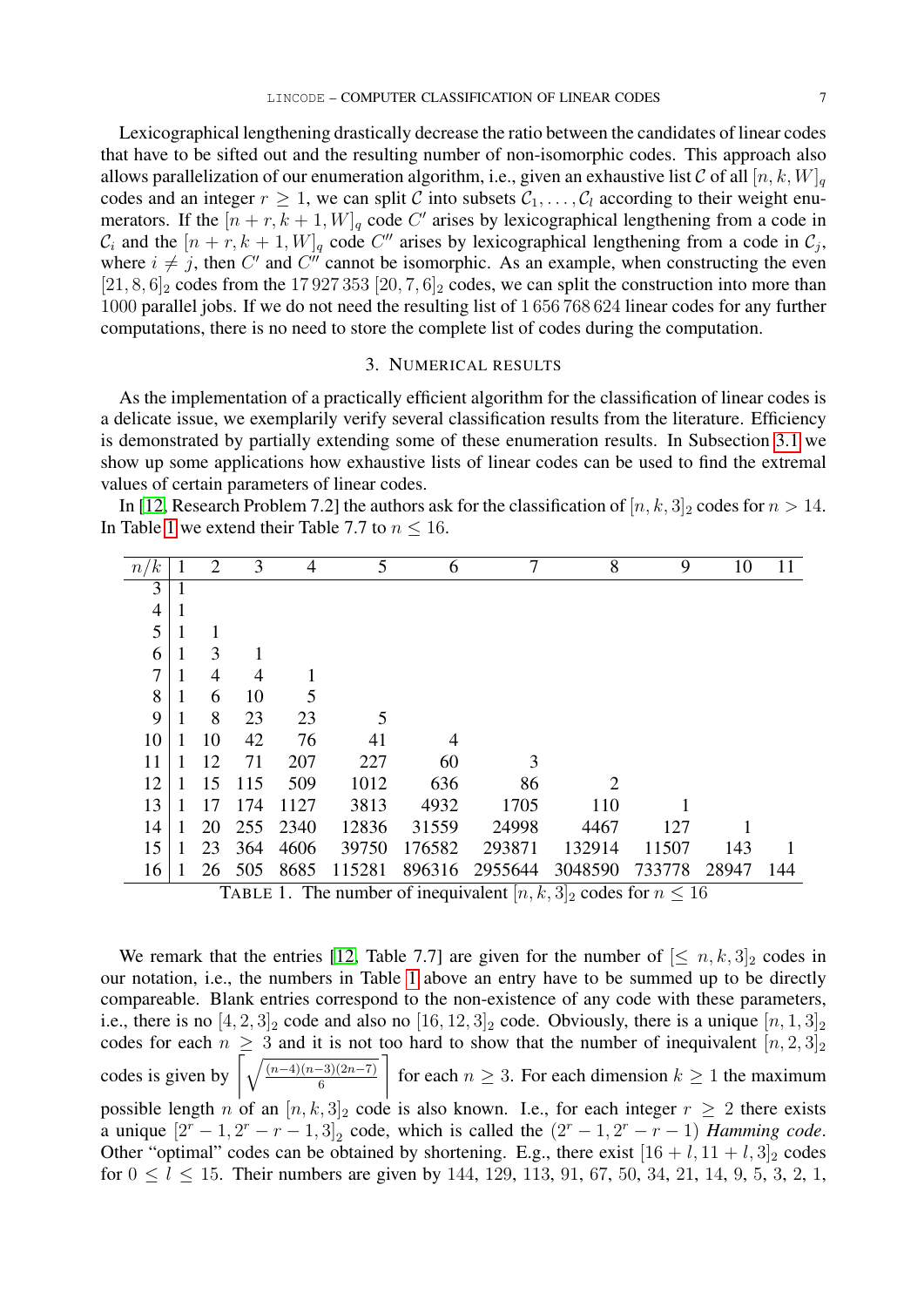Lexicographical lengthening drastically decrease the ratio between the candidates of linear codes that have to be sifted out and the resulting number of non-isomorphic codes. This approach also allows parallelization of our enumeration algorithm, i.e., given an exhaustive list $\mathcal{C}$ of all $[n,k,W]_q$ codes and an integer $r \ge 1$, we can split $\mathcal{C}$ into subsets $\mathcal{C}_1,\dots,\mathcal{C}_l$ according to their weight enumerators. If the $[n+r,k+1,W]_q$ code $C'$ arises by lexicographical lengthening from a code in $\mathcal{C}_i$ and the $[n+r,k+1,W]_q$ code $C''$ arises by lexicographical lengthening from a code in $\mathcal{C}_j$, where $i \neq j$, then $C'$ and $C''$ cannot be isomorphic. As an example, when constructing the even $[21,8,6]_2$ codes from the $17\,927\,353$ $[20,7,6]_2$ codes, we can split the construction into more than $1000$ parallel jobs. If we do not need the resulting list of $1\,656\,768\,624$ linear codes for any further computations, there is no need to store the complete list of codes during the computation.

## 3. Numerical results

As the implementation of a practically efficient algorithm for the classification of linear codes is a delicate issue, we exemplarily verify several classification results from the literature. Efficiency is demonstrated by partially extending some of these enumeration results. In Subsection 3.1 we show up some applications how exhaustive lists of linear codes can be used to find the extremal values of certain parameters of linear codes.

In [12, Research Problem 7.2] the authors ask for the classification of $[n,k,3]_2$ codes for $n > 14$. In Table 1 we extend their Table 7.7 to $n \le 16$.

| $n/k$ | 1 | 2 | 3 | 4 | 5 | 6 | 7 | 8 | 9 | 10 | 11 |
|---|---|---|---|---|---|---|---|---|---|---|---|
| 3 | 1 | | | | | | | | | | |
| 4 | 1 | | | | | | | | | | |
| 5 | 1 | 1 | | | | | | | | | |
| 6 | 1 | 3 | 1 | | | | | | | | |
| 7 | 1 | 4 | 4 | 1 | | | | | | | |
| 8 | 1 | 6 | 10 | 5 | | | | | | | |
| 9 | 1 | 8 | 23 | 23 | 5 | | | | | | |
| 10 | 1 | 10 | 42 | 76 | 41 | 4 | | | | | |
| 11 | 1 | 12 | 71 | 207 | 227 | 60 | 3 | | | | |
| 12 | 1 | 15 | 115 | 509 | 1012 | 636 | 86 | 2 | | | |
| 13 | 1 | 17 | 174 | 1127 | 3813 | 4932 | 1705 | 110 | 1 | | |
| 14 | 1 | 20 | 255 | 2340 | 12836 | 31559 | 24998 | 4467 | 127 | 1 | |
| 15 | 1 | 23 | 364 | 4606 | 39750 | 176582 | 293871 | 132914 | 11507 | 143 | 1 |
| 16 | 1 | 26 | 505 | 8685 | 115281 | 896316 | 2955644 | 3048590 | 733778 | 28947 | 144 |

TABLE 1. The number of inequivalent $[n,k,3]_2$ codes for $n \le 16$

We remark that the entries [12, Table 7.7] are given for the number of $[\le n,k,3]_2$ codes in our notation, i.e., the numbers in Table 1 above an entry have to be summed up to be directly compareable. Blank entries correspond to the non-existence of any code with these parameters, i.e., there is no $[4,2,3]_2$ code and also no $[16,12,3]_2$ code. Obviously, there is a unique $[n,1,3]_2$ codes for each $n \ge 3$ and it is not too hard to show that the number of inequivalent $[n,2,3]_2$ codes is given by $\left\lceil \sqrt{\frac{(n-4)(n-3)(2n-7)}{6}} \right\rceil$ for each $n \ge 3$. For each dimension $k \ge 1$ the maximum possible length $n$ of an $[n,k,3]_2$ code is also known. I.e., for each integer $r \ge 2$ there exists a unique $[2^r-1,2^r-r-1,3]_2$ code, which is called the $(2^r-1,2^r-r-1)$ *Hamming code*. Other "optimal" codes can be obtained by shortening. E.g., there exist $[16+l,11+l,3]_2$ codes for $0 \le l \le 15$. Their numbers are given by 144, 129, 113, 91, 67, 50, 34, 21, 14, 9, 5, 3, 2, 1,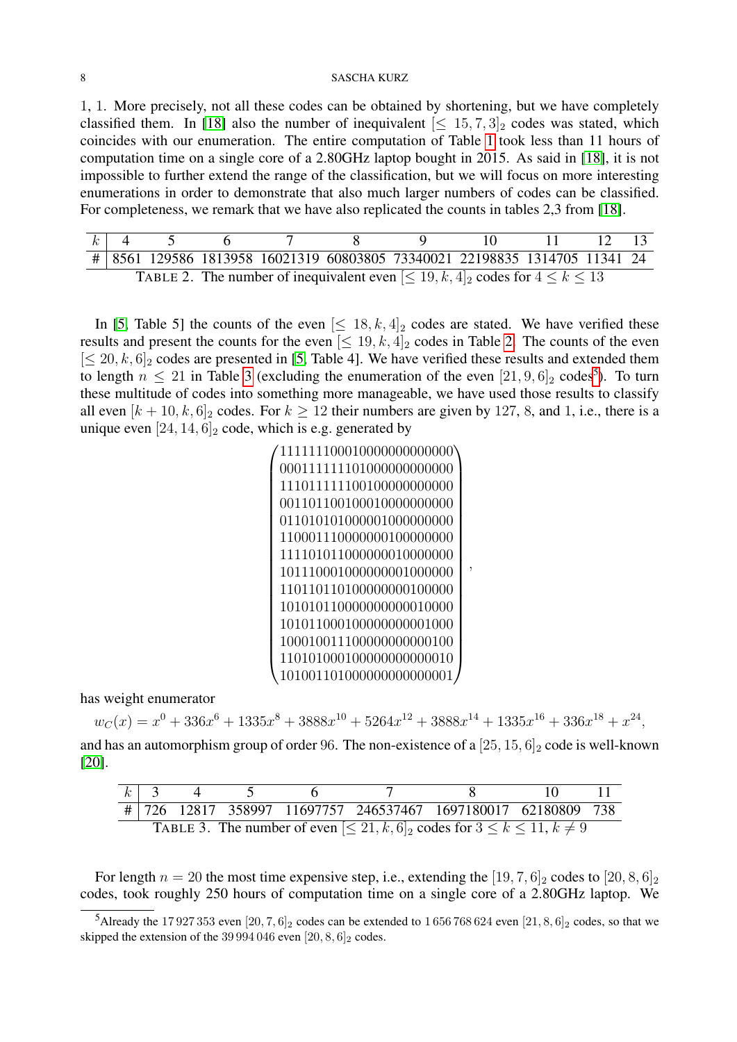1, 1. More precisely, not all these codes can be obtained by shortening, but we have completely classified them. In [18] also the number of inequivalent $[\le 15, 7, 3]_2$ codes was stated, which coincides with our enumeration. The entire computation of Table 1 took less than 11 hours of computation time on a single core of a 2.80GHz laptop bought in 2015. As said in [18], it is not impossible to further extend the range of the classification, but we will focus on more interesting enumerations in order to demonstrate that also much larger numbers of codes can be classified. For completeness, we remark that we have also replicated the counts in tables 2,3 from [18].

| $k$ | 4 | 5 | 6 | 7 | 8 | 9 | 10 | 11 | 12 | 13 |
|---|---|---|---|---|---|---|---|---|---|---|
| # | 8561 | 129586 | 1813958 | 16021319 | 60803805 | 73340021 | 22198835 | 1314705 | 11341 | 24 |

TABLE 2. The number of inequivalent even $[\le 19, k, 4]_2$ codes for $4 \le k \le 13$

In [5, Table 5] the counts of the even $[\le 18, k, 4]_2$ codes are stated. We have verified these results and present the counts for the even $[\le 19, k, 4]_2$ codes in Table 2. The counts of the even $[\le 20, k, 6]_2$ codes are presented in [5, Table 4]. We have verified these results and extended them to length $n \le 21$ in Table 3 (excluding the enumeration of the even $[21, 9, 6]_2$ codes[5]). To turn these multitude of codes into something more manageable, we have used those results to classify all even $[k + 10, k, 6]_2$ codes. For $k \ge 12$ their numbers are given by 127, 8, and 1, i.e., there is a unique even $[24, 14, 6]_2$ code, which is e.g. generated by

$$
\begin{pmatrix}
111111100010000000000000\\
000111111101000000000000\\
111011111100100000000000\\
001101100100010000000000\\
011010101000001000000000\\
110001110000000100000000\\
111101011000000010000000\\
101110001000000001000000\\
110110110100000000100000\\
101010110000000000010000\\
101011000100000000001000\\
100010011100000000000100\\
110101000100000000000010\\
101001101000000000000001
\end{pmatrix},
$$

has weight enumerator

$$
w_C(x) = x^0 + 336x^6 + 1335x^8 + 3888x^{10} + 5264x^{12} + 3888x^{14} + 1335x^{16} + 336x^{18} + x^{24},
$$

and has an automorphism group of order 96. The non-existence of a $[25, 15, 6]_2$ code is well-known [20].

| $k$ | 3 | 4 | 5 | 6 | 7 | 8 | 10 | 11 |
|---|---|---|---|---|---|---|---|---|
| # | 726 | 12817 | 358997 | 11697757 | 246537467 | 1697180017 | 62180809 | 738 |

TABLE 3. The number of even $[\le 21, k, 6]_2$ codes for $3 \le k \le 11$, $k \ne 9$

For length $n = 20$ the most time expensive step, i.e., extending the $[19, 7, 6]_2$ codes to $[20, 8, 6]_2$ codes, took roughly 250 hours of computation time on a single core of a 2.80GHz laptop. We

[5]Already the 17 927 353 even $[20, 7, 6]_2$ codes can be extended to 1 656 768 624 even $[21, 8, 6]_2$ codes, so that we skipped the extension of the 39 994 046 even $[20, 8, 6]_2$ codes.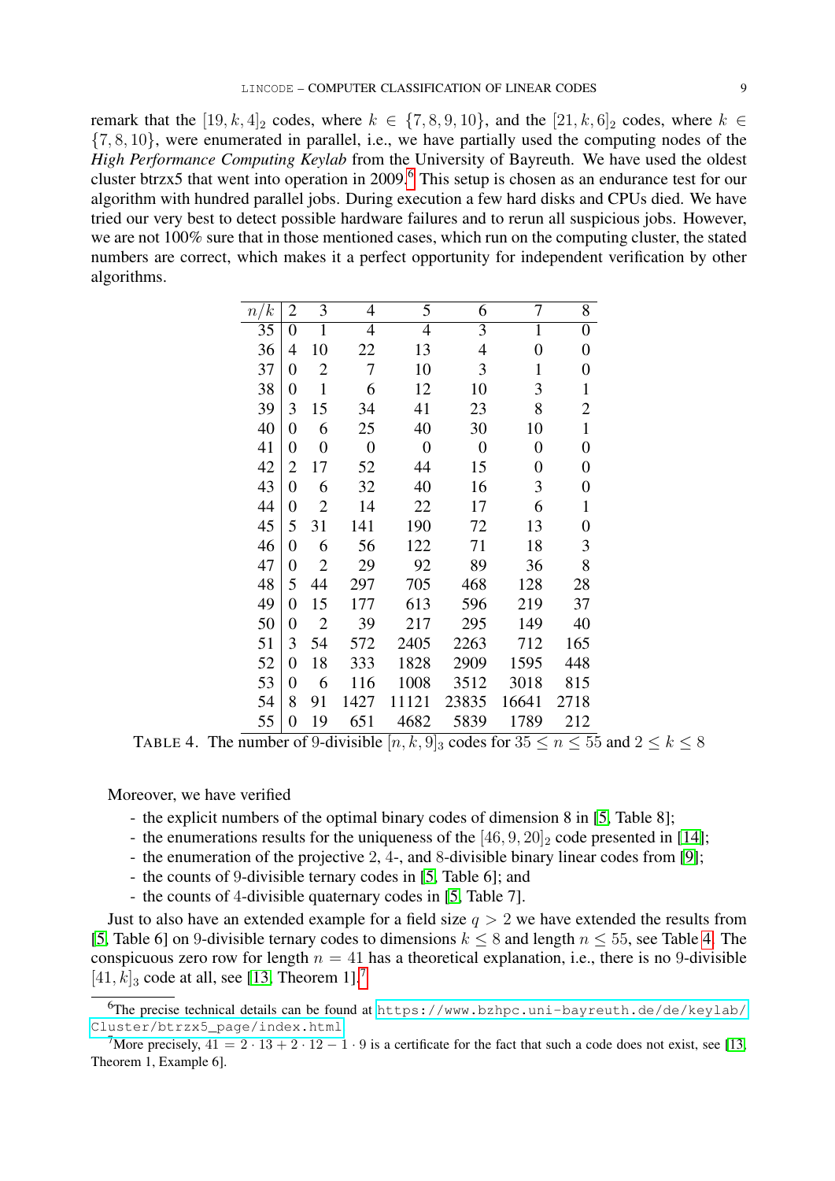remark that the $[19, k, 4]_2$ codes, where $k \in \{7, 8, 9, 10\}$, and the $[21, k, 6]_2$ codes, where $k \in \{7, 8, 10\}$, were enumerated in parallel, i.e., we have partially used the computing nodes of the *High Performance Computing Keylab* from the University of Bayreuth. We have used the oldest cluster btrzx5 that went into operation in 2009.[6] This setup is chosen as an endurance test for our algorithm with hundred parallel jobs. During execution a few hard disks and CPUs died. We have tried our very best to detect possible hardware failures and to rerun all suspicious jobs. However, we are not 100% sure that in those mentioned cases, which run on the computing cluster, the stated numbers are correct, which makes it a perfect opportunity for independent verification by other algorithms.

| $n/k$ | 2 | 3 | 4 | 5 | 6 | 7 | 8 |
|---|---|---|---|---|---|---|---|
| 35 | 0 | 1 | 4 | 4 | 3 | 1 | 0 |
| 36 | 4 | 10 | 22 | 13 | 4 | 0 | 0 |
| 37 | 0 | 2 | 7 | 10 | 3 | 1 | 0 |
| 38 | 0 | 1 | 6 | 12 | 10 | 3 | 1 |
| 39 | 3 | 15 | 34 | 41 | 23 | 8 | 2 |
| 40 | 0 | 6 | 25 | 40 | 30 | 10 | 1 |
| 41 | 0 | 0 | 0 | 0 | 0 | 0 | 0 |
| 42 | 2 | 17 | 52 | 44 | 15 | 0 | 0 |
| 43 | 0 | 6 | 32 | 40 | 16 | 3 | 0 |
| 44 | 0 | 2 | 14 | 22 | 17 | 6 | 1 |
| 45 | 5 | 31 | 141 | 190 | 72 | 13 | 0 |
| 46 | 0 | 6 | 56 | 122 | 71 | 18 | 3 |
| 47 | 0 | 2 | 29 | 92 | 89 | 36 | 8 |
| 48 | 5 | 44 | 297 | 705 | 468 | 128 | 28 |
| 49 | 0 | 15 | 177 | 613 | 596 | 219 | 37 |
| 50 | 0 | 2 | 39 | 217 | 295 | 149 | 40 |
| 51 | 3 | 54 | 572 | 2405 | 2263 | 712 | 165 |
| 52 | 0 | 18 | 333 | 1828 | 2909 | 1595 | 448 |
| 53 | 0 | 6 | 116 | 1008 | 3512 | 3018 | 815 |
| 54 | 8 | 91 | 1427 | 11121 | 23835 | 16641 | 2718 |
| 55 | 0 | 19 | 651 | 4682 | 5839 | 1789 | 212 |

TABLE 4. The number of 9-divisible $[n, k, 9]_3$ codes for $35 \leq n \leq 55$ and $2 \leq k \leq 8$

Moreover, we have verified

- the explicit numbers of the optimal binary codes of dimension 8 in [5, Table 8];
- the enumerations results for the uniqueness of the $[46, 9, 20]_2$ code presented in [14];
- the enumeration of the projective 2, 4-, and 8-divisible binary linear codes from [9];
- the counts of 9-divisible ternary codes in [5, Table 6]; and
- the counts of 4-divisible quaternary codes in [5, Table 7].

Just to also have an extended example for a field size $q > 2$ we have extended the results from [5, Table 6] on 9-divisible ternary codes to dimensions $k \leq 8$ and length $n \leq 55$, see Table 4. The conspicuous zero row for length $n = 41$ has a theoretical explanation, i.e., there is no 9-divisible $[41, k]_3$ code at all, see [13, Theorem 1].[7]

[6] The precise technical details can be found at https://www.bzhpc.uni-bayreuth.de/de/keylab/Cluster/btrzx5_page/index.html

[7] More precisely, $41 = 2 \cdot 13 + 2 \cdot 12 - 1 \cdot 9$ is a certificate for the fact that such a code does not exist, see [13, Theorem 1, Example 6].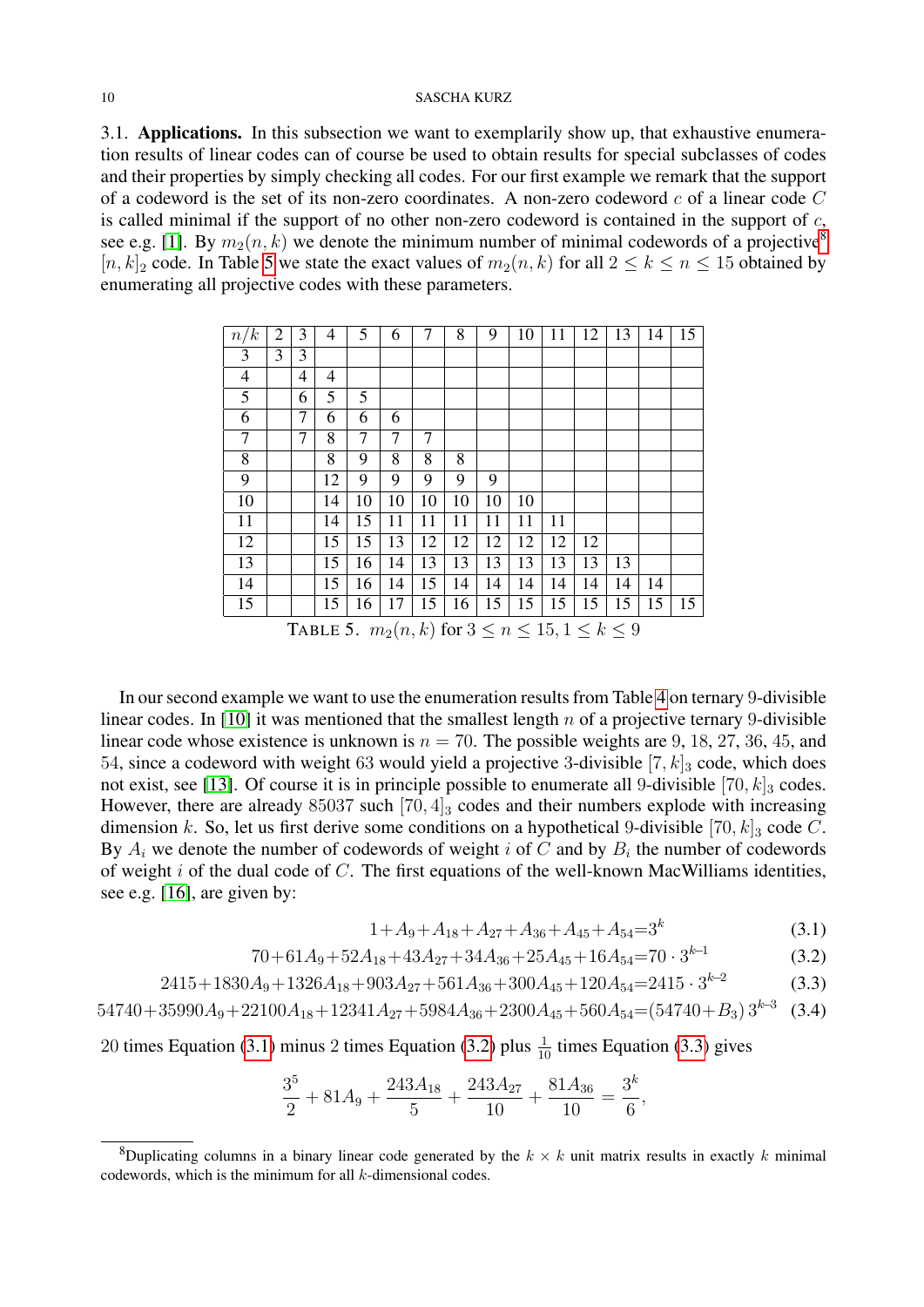3.1. **Applications.** In this subsection we want to exemplarily show up, that exhaustive enumeration results of linear codes can of course be used to obtain results for special subclasses of codes and their properties by simply checking all codes. For our first example we remark that the support of a codeword is the set of its non-zero coordinates. A non-zero codeword $c$ of a linear code $C$ is called minimal if the support of no other non-zero codeword is contained in the support of $c$, see e.g. [1]. By $m_2(n,k)$ we denote the minimum number of minimal codewords of a projective[8] $[n,k]_2$ code. In Table 5 we state the exact values of $m_2(n,k)$ for all $2 \le k \le n \le 15$ obtained by enumerating all projective codes with these parameters.

| $n/k$ | 2 | 3 | 4 | 5 | 6 | 7 | 8 | 9 | 10 | 11 | 12 | 13 | 14 | 15 |
|---|---|---|---|---|---|---|---|---|---|---|---|---|---|---|
| 3 | 3 | 3 | | | | | | | | | | | | |
| 4 | | 4 | 4 | | | | | | | | | | | |
| 5 | | 6 | 5 | 5 | | | | | | | | | | |
| 6 | | 7 | 6 | 6 | 6 | | | | | | | | | |
| 7 | | 7 | 8 | 7 | 7 | 7 | | | | | | | | |
| 8 | | | 8 | 9 | 8 | 8 | 8 | | | | | | | |
| 9 | | | 12 | 9 | 9 | 9 | 9 | 9 | | | | | | |
| 10 | | | 14 | 10 | 10 | 10 | 10 | 10 | 10 | | | | | |
| 11 | | | 14 | 15 | 11 | 11 | 11 | 11 | 11 | 11 | | | | |
| 12 | | | 15 | 15 | 13 | 12 | 12 | 12 | 12 | 12 | 12 | | | |
| 13 | | | 15 | 16 | 14 | 13 | 13 | 13 | 13 | 13 | 13 | 13 | | |
| 14 | | | 15 | 16 | 14 | 15 | 14 | 14 | 14 | 14 | 14 | 14 | 14 | |
| 15 | | | 15 | 16 | 17 | 15 | 16 | 15 | 15 | 15 | 15 | 15 | 15 | 15 |

TABLE 5. $m_2(n,k)$ for $3 \le n \le 15, 1 \le k \le 9$

In our second example we want to use the enumeration results from Table 4 on ternary 9-divisible linear codes. In [10] it was mentioned that the smallest length $n$ of a projective ternary 9-divisible linear code whose existence is unknown is $n = 70$. The possible weights are 9, 18, 27, 36, 45, and 54, since a codeword with weight 63 would yield a projective 3-divisible $[7,k]_3$ code, which does not exist, see [13]. Of course it is in principle possible to enumerate all 9-divisible $[70,k]_3$ codes. However, there are already 85037 such $[70,4]_3$ codes and their numbers explode with increasing dimension $k$. So, let us first derive some conditions on a hypothetical 9-divisible $[70,k]_3$ code $C$. By $A_i$ we denote the number of codewords of weight $i$ of $C$ and by $B_i$ the number of codewords of weight $i$ of the dual code of $C$. The first equations of the well-known MacWilliams identities, see e.g. [16], are given by:

$$1+A_9+A_{18}+A_{27}+A_{36}+A_{45}+A_{54}=3^k \tag{3.1}$$

$$70+61A_9+52A_{18}+43A_{27}+34A_{36}+25A_{45}+16A_{54}=70\cdot 3^{k-1} \tag{3.2}$$

$$2415+1830A_9+1326A_{18}+903A_{27}+561A_{36}+300A_{45}+120A_{54}=2415\cdot 3^{k-2} \tag{3.3}$$

$$54740+35990A_9+22100A_{18}+12341A_{27}+5984A_{36}+2300A_{45}+560A_{54}=(54740+B_3)\,3^{k-3} \tag{3.4}$$

20 times Equation (3.1) minus 2 times Equation (3.2) plus $\frac{1}{10}$ times Equation (3.3) gives

$$\frac{3^5}{2}+81A_9+\frac{243A_{18}}{5}+\frac{243A_{27}}{10}+\frac{81A_{36}}{10}=\frac{3^k}{6},$$

[8] Duplicating columns in a binary linear code generated by the $k \times k$ unit matrix results in exactly $k$ minimal codewords, which is the minimum for all $k$-dimensional codes.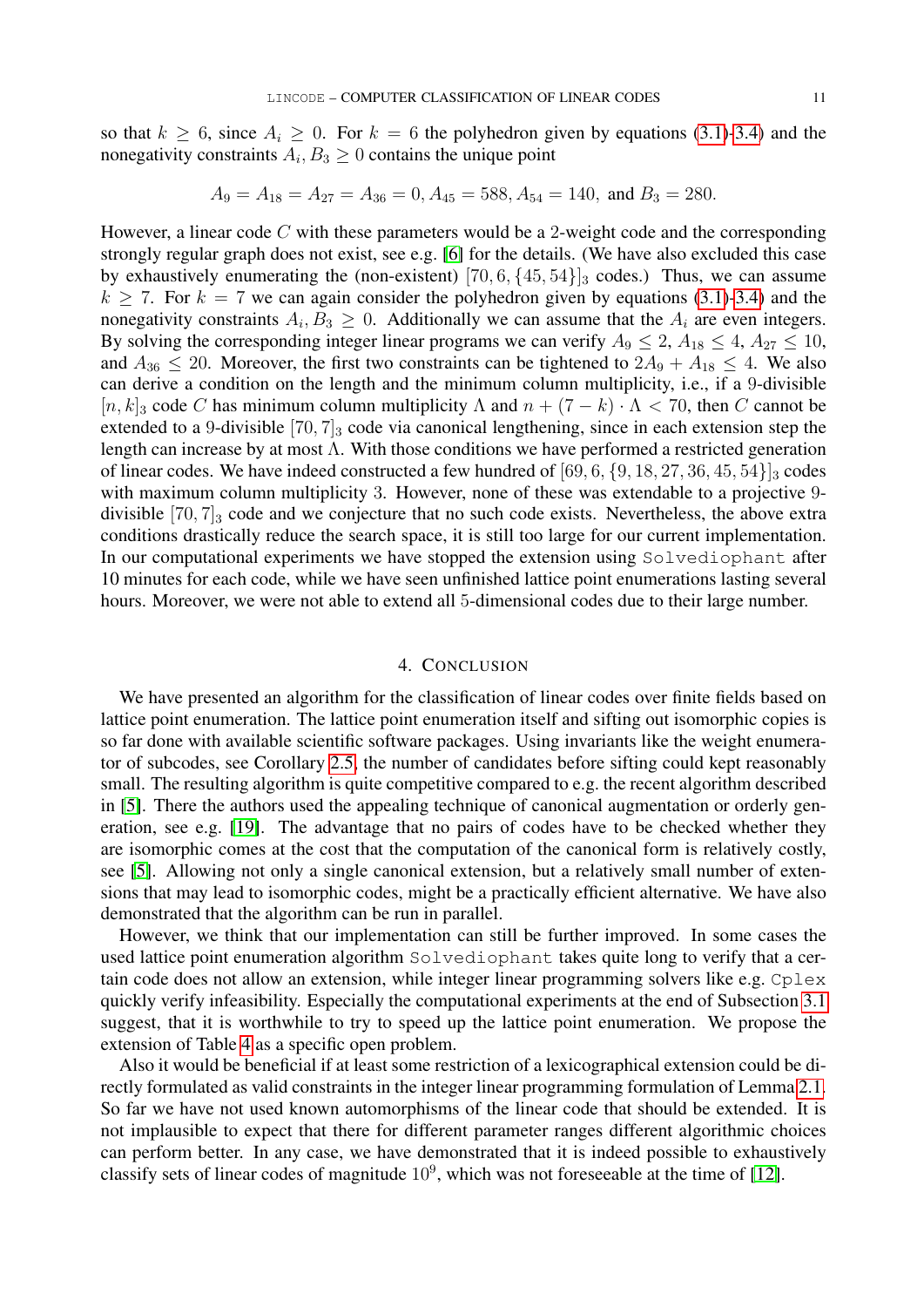so that $k \geq 6$, since $A_i \geq 0$. For $k = 6$ the polyhedron given by equations (3.1)-(3.4) and the nonegativity constraints $A_i, B_3 \geq 0$ contains the unique point

$$A_9 = A_{18} = A_{27} = A_{36} = 0, A_{45} = 588, A_{54} = 140, \text{ and } B_3 = 280.$$

However, a linear code $C$ with these parameters would be a 2-weight code and the corresponding strongly regular graph does not exist, see e.g. [6] for the details. (We have also excluded this case by exhaustively enumerating the (non-existent) $[70, 6, \{45, 54\}]_3$ codes.) Thus, we can assume $k \geq 7$. For $k = 7$ we can again consider the polyhedron given by equations (3.1)-(3.4) and the nonegativity constraints $A_i, B_3 \geq 0$. Additionally we can assume that the $A_i$ are even integers. By solving the corresponding integer linear programs we can verify $A_9 \leq 2$, $A_{18} \leq 4$, $A_{27} \leq 10$, and $A_{36} \leq 20$. Moreover, the first two constraints can be tightened to $2A_9 + A_{18} \leq 4$. We also can derive a condition on the length and the minimum column multiplicity, i.e., if a 9-divisible $[n, k]_3$ code $C$ has minimum column multiplicity $\Lambda$ and $n + (7 - k) \cdot \Lambda < 70$, then $C$ cannot be extended to a 9-divisible $[70, 7]_3$ code via canonical lengthening, since in each extension step the length can increase by at most $\Lambda$. With those conditions we have performed a restricted generation of linear codes. We have indeed constructed a few hundred of $[69, 6, \{9, 18, 27, 36, 45, 54\}]_3$ codes with maximum column multiplicity 3. However, none of these was extendable to a projective 9-divisible $[70, 7]_3$ code and we conjecture that no such code exists. Nevertheless, the above extra conditions drastically reduce the search space, it is still too large for our current implementation. In our computational experiments we have stopped the extension using `Solvediophant` after 10 minutes for each code, while we have seen unfinished lattice point enumerations lasting several hours. Moreover, we were not able to extend all 5-dimensional codes due to their large number.

## 4. Conclusion

We have presented an algorithm for the classification of linear codes over finite fields based on lattice point enumeration. The lattice point enumeration itself and sifting out isomorphic copies is so far done with available scientific software packages. Using invariants like the weight enumerator of subcodes, see Corollary 2.5, the number of candidates before sifting could kept reasonably small. The resulting algorithm is quite competitive compared to e.g. the recent algorithm described in [5]. There the authors used the appealing technique of canonical augmentation or orderly generation, see e.g. [19]. The advantage that no pairs of codes have to be checked whether they are isomorphic comes at the cost that the computation of the canonical form is relatively costly, see [5]. Allowing not only a single canonical extension, but a relatively small number of extensions that may lead to isomorphic codes, might be a practically efficient alternative. We have also demonstrated that the algorithm can be run in parallel.

However, we think that our implementation can still be further improved. In some cases the used lattice point enumeration algorithm `Solvediophant` takes quite long to verify that a certain code does not allow an extension, while integer linear programming solvers like e.g. `Cplex` quickly verify infeasibility. Especially the computational experiments at the end of Subsection 3.1 suggest, that it is worthwhile to try to speed up the lattice point enumeration. We propose the extension of Table 4 as a specific open problem.

Also it would be beneficial if at least some restriction of a lexicographical extension could be directly formulated as valid constraints in the integer linear programming formulation of Lemma 2.1. So far we have not used known automorphisms of the linear code that should be extended. It is not implausible to expect that there for different parameter ranges different algorithmic choices can perform better. In any case, we have demonstrated that it is indeed possible to exhaustively classify sets of linear codes of magnitude $10^9$, which was not foreseeable at the time of [12].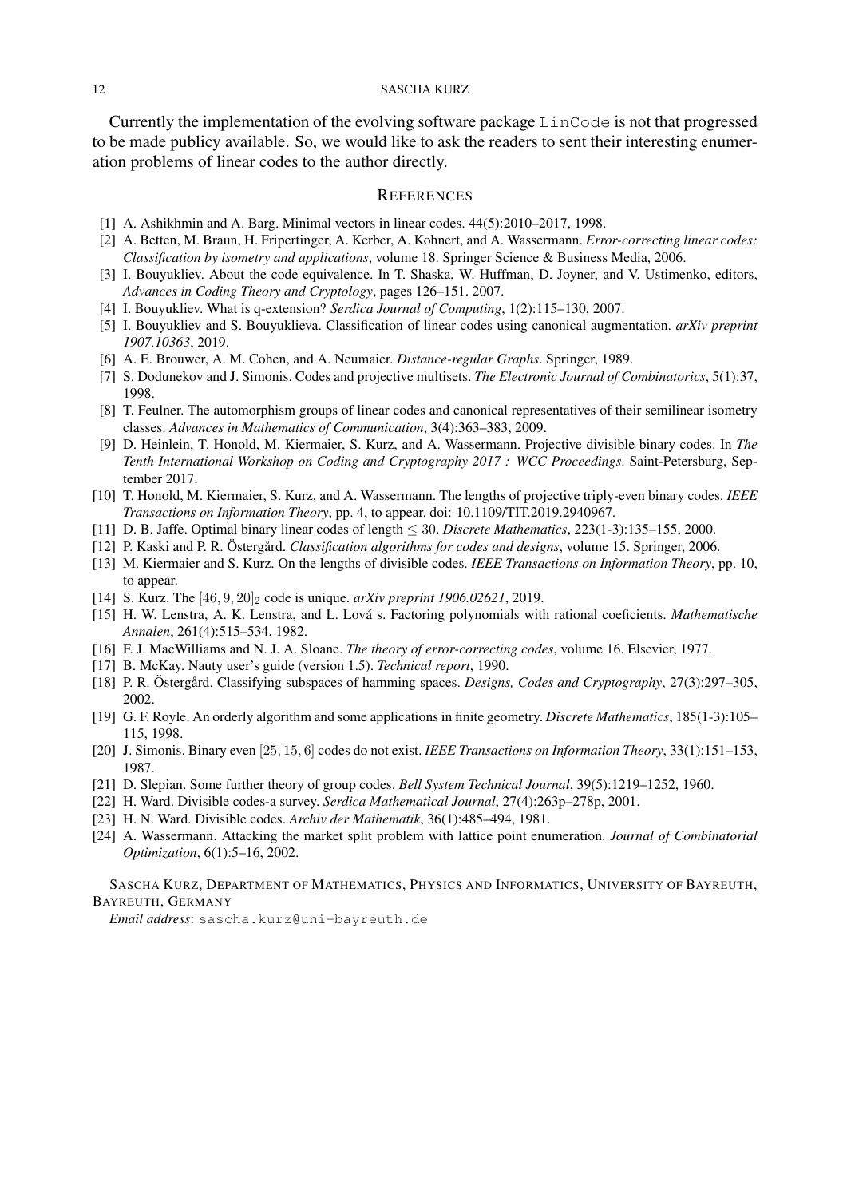Currently the implementation of the evolving software package `LinCode` is not that progressed to be made publicy available. So, we would like to ask the readers to sent their interesting enumeration problems of linear codes to the author directly.

## REFERENCES

[1] A. Ashikhmin and A. Barg. Minimal vectors in linear codes. 44(5):2010–2017, 1998.
[2] A. Betten, M. Braun, H. Fripertinger, A. Kerber, A. Kohnert, and A. Wassermann. *Error-correcting linear codes: Classification by isometry and applications*, volume 18. Springer Science & Business Media, 2006.
[3] I. Bouyukliev. About the code equivalence. In T. Shaska, W. Huffman, D. Joyner, and V. Ustimenko, editors, *Advances in Coding Theory and Cryptology*, pages 126–151. 2007.
[4] I. Bouyukliev. What is q-extension? *Serdica Journal of Computing*, 1(2):115–130, 2007.
[5] I. Bouyukliev and S. Bouyuklieva. Classification of linear codes using canonical augmentation. *arXiv preprint 1907.10363*, 2019.
[6] A. E. Brouwer, A. M. Cohen, and A. Neumaier. *Distance-regular Graphs*. Springer, 1989.
[7] S. Dodunekov and J. Simonis. Codes and projective multisets. *The Electronic Journal of Combinatorics*, 5(1):37, 1998.
[8] T. Feulner. The automorphism groups of linear codes and canonical representatives of their semilinear isometry classes. *Advances in Mathematics of Communication*, 3(4):363–383, 2009.
[9] D. Heinlein, T. Honold, M. Kiermaier, S. Kurz, and A. Wassermann. Projective divisible binary codes. In *The Tenth International Workshop on Coding and Cryptography 2017 : WCC Proceedings*. Saint-Petersburg, September 2017.
[10] T. Honold, M. Kiermaier, S. Kurz, and A. Wassermann. The lengths of projective triply-even binary codes. *IEEE Transactions on Information Theory*, pp. 4, to appear. doi: 10.1109/TIT.2019.2940967.
[11] D. B. Jaffe. Optimal binary linear codes of length $\leq 30$. *Discrete Mathematics*, 223(1-3):135–155, 2000.
[12] P. Kaski and P. R. Östergård. *Classification algorithms for codes and designs*, volume 15. Springer, 2006.
[13] M. Kiermaier and S. Kurz. On the lengths of divisible codes. *IEEE Transactions on Information Theory*, pp. 10, to appear.
[14] S. Kurz. The $[46, 9, 20]_2$ code is unique. *arXiv preprint 1906.02621*, 2019.
[15] H. W. Lenstra, A. K. Lenstra, and L. Lová s. Factoring polynomials with rational coeficients. *Mathematische Annalen*, 261(4):515–534, 1982.
[16] F. J. MacWilliams and N. J. A. Sloane. *The theory of error-correcting codes*, volume 16. Elsevier, 1977.
[17] B. McKay. Nauty user's guide (version 1.5). *Technical report*, 1990.
[18] P. R. Östergård. Classifying subspaces of hamming spaces. *Designs, Codes and Cryptography*, 27(3):297–305, 2002.
[19] G. F. Royle. An orderly algorithm and some applications in finite geometry. *Discrete Mathematics*, 185(1-3):105–115, 1998.
[20] J. Simonis. Binary even $[25, 15, 6]$ codes do not exist. *IEEE Transactions on Information Theory*, 33(1):151–153, 1987.
[21] D. Slepian. Some further theory of group codes. *Bell System Technical Journal*, 39(5):1219–1252, 1960.
[22] H. Ward. Divisible codes-a survey. *Serdica Mathematical Journal*, 27(4):263p–278p, 2001.
[23] H. N. Ward. Divisible codes. *Archiv der Mathematik*, 36(1):485–494, 1981.
[24] A. Wassermann. Attacking the market split problem with lattice point enumeration. *Journal of Combinatorial Optimization*, 6(1):5–16, 2002.

SASCHA KURZ, DEPARTMENT OF MATHEMATICS, PHYSICS AND INFORMATICS, UNIVERSITY OF BAYREUTH, BAYREUTH, GERMANY

*Email address*: sascha.kurz@uni-bayreuth.de